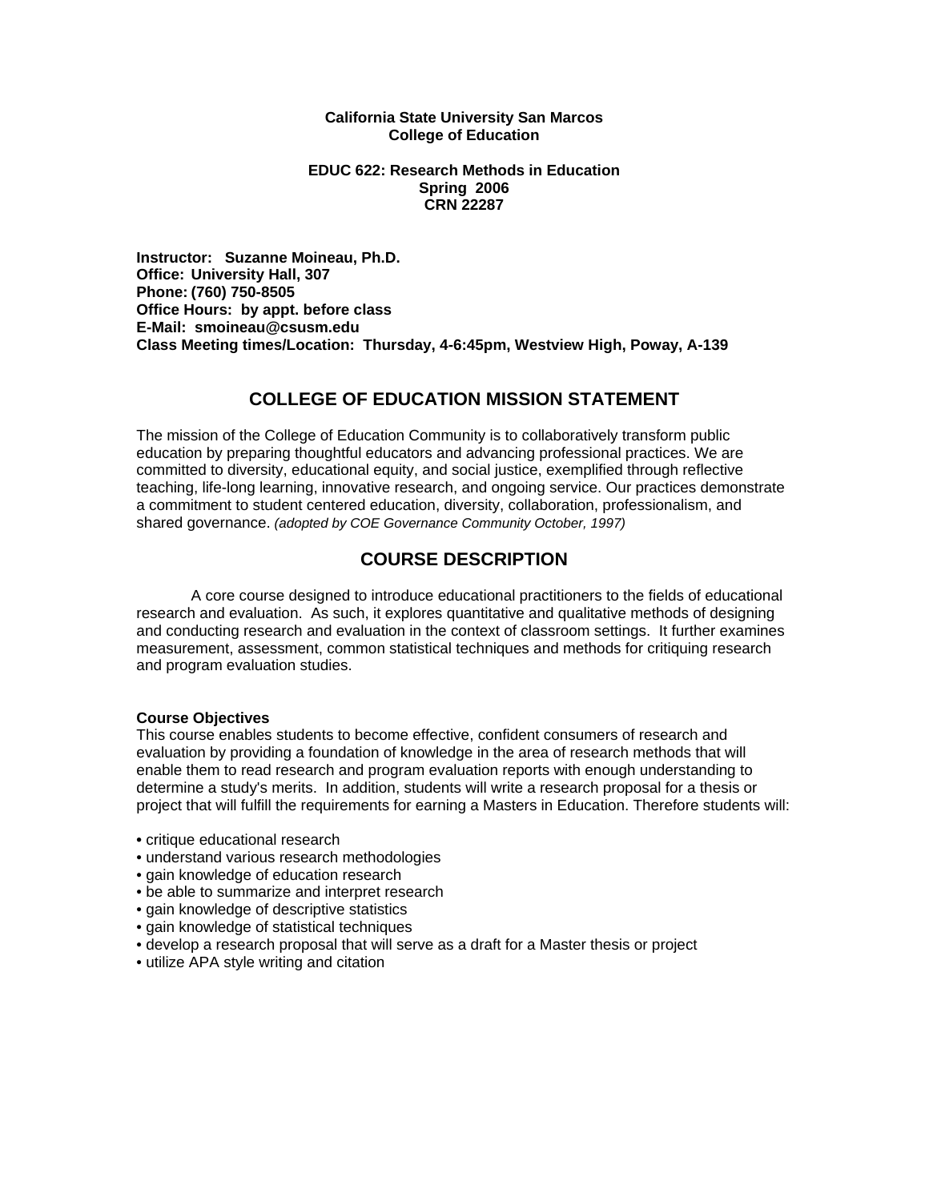**California State University San Marcos**
**College of Education**

**EDUC 622: Research Methods in Education**
**Spring 2006**
**CRN 22287**

**Instructor: Suzanne Moineau, Ph.D.**
**Office: University Hall, 307**
**Phone: (760) 750-8505**
**Office Hours: by appt. before class**
**E-Mail: smoineau@csusm.edu**
**Class Meeting times/Location: Thursday, 4-6:45pm, Westview High, Poway, A-139**

## COLLEGE OF EDUCATION MISSION STATEMENT

The mission of the College of Education Community is to collaboratively transform public education by preparing thoughtful educators and advancing professional practices. We are committed to diversity, educational equity, and social justice, exemplified through reflective teaching, life-long learning, innovative research, and ongoing service. Our practices demonstrate a commitment to student centered education, diversity, collaboration, professionalism, and shared governance. *(adopted by COE Governance Community October, 1997)*

## COURSE DESCRIPTION

A core course designed to introduce educational practitioners to the fields of educational research and evaluation. As such, it explores quantitative and qualitative methods of designing and conducting research and evaluation in the context of classroom settings. It further examines measurement, assessment, common statistical techniques and methods for critiquing research and program evaluation studies.

### Course Objectives

This course enables students to become effective, confident consumers of research and evaluation by providing a foundation of knowledge in the area of research methods that will enable them to read research and program evaluation reports with enough understanding to determine a study's merits. In addition, students will write a research proposal for a thesis or project that will fulfill the requirements for earning a Masters in Education. Therefore students will:

- critique educational research
- understand various research methodologies
- gain knowledge of education research
- be able to summarize and interpret research
- gain knowledge of descriptive statistics
- gain knowledge of statistical techniques
- develop a research proposal that will serve as a draft for a Master thesis or project
- utilize APA style writing and citation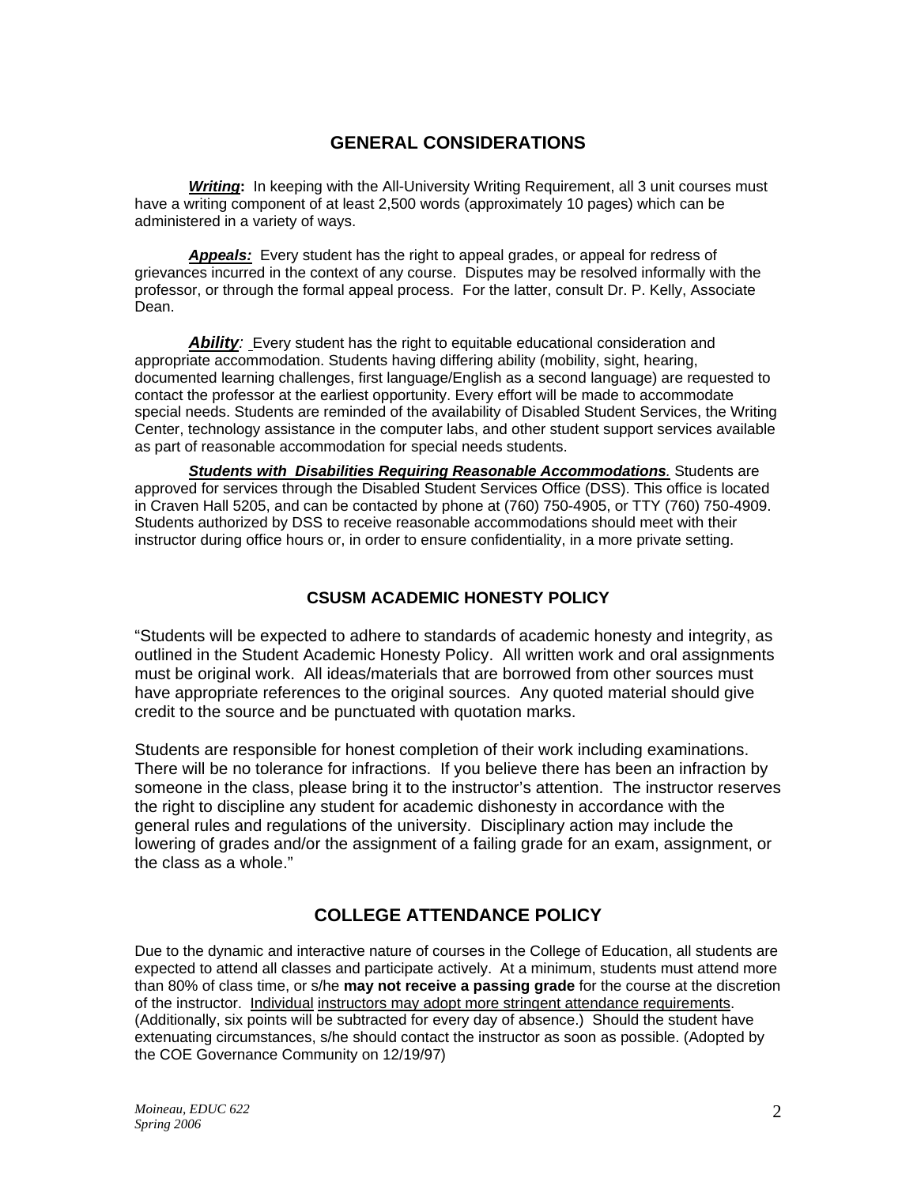## GENERAL CONSIDERATIONS

***Writing*:** In keeping with the All-University Writing Requirement, all 3 unit courses must have a writing component of at least 2,500 words (approximately 10 pages) which can be administered in a variety of ways.

***Appeals:*** Every student has the right to appeal grades, or appeal for redress of grievances incurred in the context of any course. Disputes may be resolved informally with the professor, or through the formal appeal process. For the latter, consult Dr. P. Kelly, Associate Dean.

***Ability:*** Every student has the right to equitable educational consideration and appropriate accommodation. Students having differing ability (mobility, sight, hearing, documented learning challenges, first language/English as a second language) are requested to contact the professor at the earliest opportunity. Every effort will be made to accommodate special needs. Students are reminded of the availability of Disabled Student Services, the Writing Center, technology assistance in the computer labs, and other student support services available as part of reasonable accommodation for special needs students.

***Students with Disabilities Requiring Reasonable Accommodations*.** Students are approved for services through the Disabled Student Services Office (DSS). This office is located in Craven Hall 5205, and can be contacted by phone at (760) 750-4905, or TTY (760) 750-4909. Students authorized by DSS to receive reasonable accommodations should meet with their instructor during office hours or, in order to ensure confidentiality, in a more private setting.

## CSUSM ACADEMIC HONESTY POLICY

"Students will be expected to adhere to standards of academic honesty and integrity, as outlined in the Student Academic Honesty Policy. All written work and oral assignments must be original work. All ideas/materials that are borrowed from other sources must have appropriate references to the original sources. Any quoted material should give credit to the source and be punctuated with quotation marks.

Students are responsible for honest completion of their work including examinations. There will be no tolerance for infractions. If you believe there has been an infraction by someone in the class, please bring it to the instructor's attention. The instructor reserves the right to discipline any student for academic dishonesty in accordance with the general rules and regulations of the university. Disciplinary action may include the lowering of grades and/or the assignment of a failing grade for an exam, assignment, or the class as a whole."

## COLLEGE ATTENDANCE POLICY

Due to the dynamic and interactive nature of courses in the College of Education, all students are expected to attend all classes and participate actively. At a minimum, students must attend more than 80% of class time, or s/he **may not receive a passing grade** for the course at the discretion of the instructor. Individual instructors may adopt more stringent attendance requirements. (Additionally, six points will be subtracted for every day of absence.) Should the student have extenuating circumstances, s/he should contact the instructor as soon as possible. (Adopted by the COE Governance Community on 12/19/97)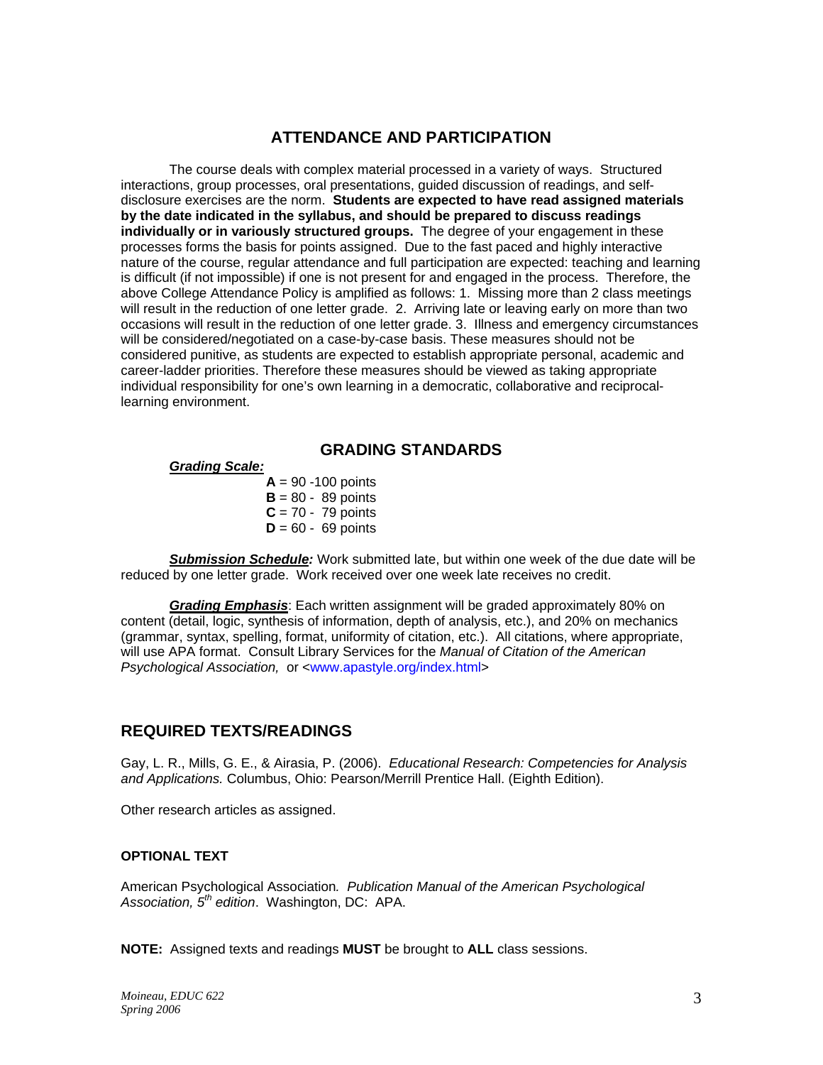## ATTENDANCE AND PARTICIPATION

The course deals with complex material processed in a variety of ways. Structured interactions, group processes, oral presentations, guided discussion of readings, and self-disclosure exercises are the norm. **Students are expected to have read assigned materials by the date indicated in the syllabus, and should be prepared to discuss readings individually or in variously structured groups.** The degree of your engagement in these processes forms the basis for points assigned. Due to the fast paced and highly interactive nature of the course, regular attendance and full participation are expected: teaching and learning is difficult (if not impossible) if one is not present for and engaged in the process. Therefore, the above College Attendance Policy is amplified as follows: 1. Missing more than 2 class meetings will result in the reduction of one letter grade. 2. Arriving late or leaving early on more than two occasions will result in the reduction of one letter grade. 3. Illness and emergency circumstances will be considered/negotiated on a case-by-case basis. These measures should not be considered punitive, as students are expected to establish appropriate personal, academic and career-ladder priorities. Therefore these measures should be viewed as taking appropriate individual responsibility for one's own learning in a democratic, collaborative and reciprocal-learning environment.

## GRADING STANDARDS

***Grading Scale:***

**A** = 90 -100 points
**B** = 80 - 89 points
**C** = 70 - 79 points
**D** = 60 - 69 points

***Submission Schedule:*** Work submitted late, but within one week of the due date will be reduced by one letter grade. Work received over one week late receives no credit.

***Grading Emphasis***: Each written assignment will be graded approximately 80% on content (detail, logic, synthesis of information, depth of analysis, etc.), and 20% on mechanics (grammar, syntax, spelling, format, uniformity of citation, etc.). All citations, where appropriate, will use APA format. Consult Library Services for the *Manual of Citation of the American Psychological Association,* or <www.apastyle.org/index.html>

## REQUIRED TEXTS/READINGS

Gay, L. R., Mills, G. E., & Airasia, P. (2006). *Educational Research: Competencies for Analysis and Applications.* Columbus, Ohio: Pearson/Merrill Prentice Hall. (Eighth Edition).

Other research articles as assigned.

### OPTIONAL TEXT

American Psychological Association*. Publication Manual of the American Psychological Association, 5th edition*. Washington, DC: APA.

**NOTE:** Assigned texts and readings **MUST** be brought to **ALL** class sessions.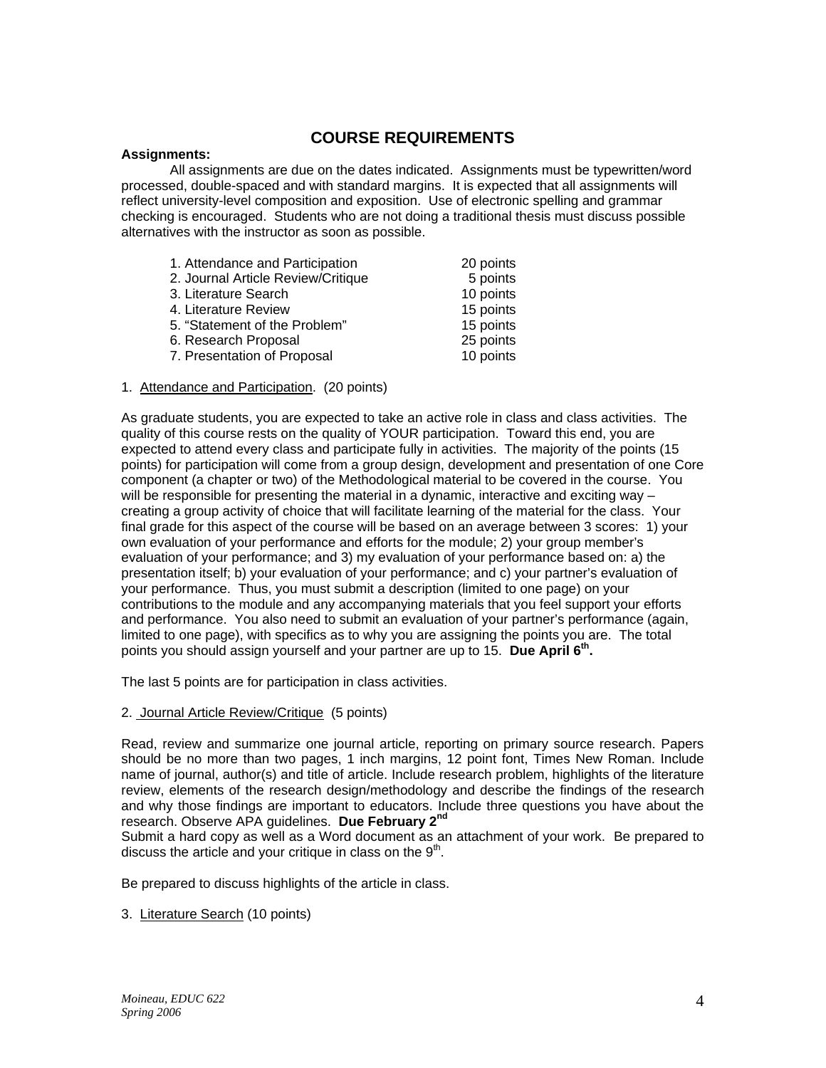## COURSE REQUIREMENTS

**Assignments:**

All assignments are due on the dates indicated. Assignments must be typewritten/word processed, double-spaced and with standard margins. It is expected that all assignments will reflect university-level composition and exposition. Use of electronic spelling and grammar checking is encouraged. Students who are not doing a traditional thesis must discuss possible alternatives with the instructor as soon as possible.

| | |
|---|---|
| 1. Attendance and Participation | 20 points |
| 2. Journal Article Review/Critique | 5 points |
| 3. Literature Search | 10 points |
| 4. Literature Review | 15 points |
| 5. "Statement of the Problem" | 15 points |
| 6. Research Proposal | 25 points |
| 7. Presentation of Proposal | 10 points |

1. Attendance and Participation. (20 points)

As graduate students, you are expected to take an active role in class and class activities. The quality of this course rests on the quality of YOUR participation. Toward this end, you are expected to attend every class and participate fully in activities. The majority of the points (15 points) for participation will come from a group design, development and presentation of one Core component (a chapter or two) of the Methodological material to be covered in the course. You will be responsible for presenting the material in a dynamic, interactive and exciting way – creating a group activity of choice that will facilitate learning of the material for the class. Your final grade for this aspect of the course will be based on an average between 3 scores: 1) your own evaluation of your performance and efforts for the module; 2) your group member's evaluation of your performance; and 3) my evaluation of your performance based on: a) the presentation itself; b) your evaluation of your performance; and c) your partner's evaluation of your performance. Thus, you must submit a description (limited to one page) on your contributions to the module and any accompanying materials that you feel support your efforts and performance. You also need to submit an evaluation of your partner's performance (again, limited to one page), with specifics as to why you are assigning the points you are. The total points you should assign yourself and your partner are up to 15. **Due April 6th.**

The last 5 points are for participation in class activities.

2. Journal Article Review/Critique (5 points)

Read, review and summarize one journal article, reporting on primary source research. Papers should be no more than two pages, 1 inch margins, 12 point font, Times New Roman. Include name of journal, author(s) and title of article. Include research problem, highlights of the literature review, elements of the research design/methodology and describe the findings of the research and why those findings are important to educators. Include three questions you have about the research. Observe APA guidelines. **Due February 2nd**
Submit a hard copy as well as a Word document as an attachment of your work. Be prepared to discuss the article and your critique in class on the 9th.

Be prepared to discuss highlights of the article in class.

3. Literature Search (10 points)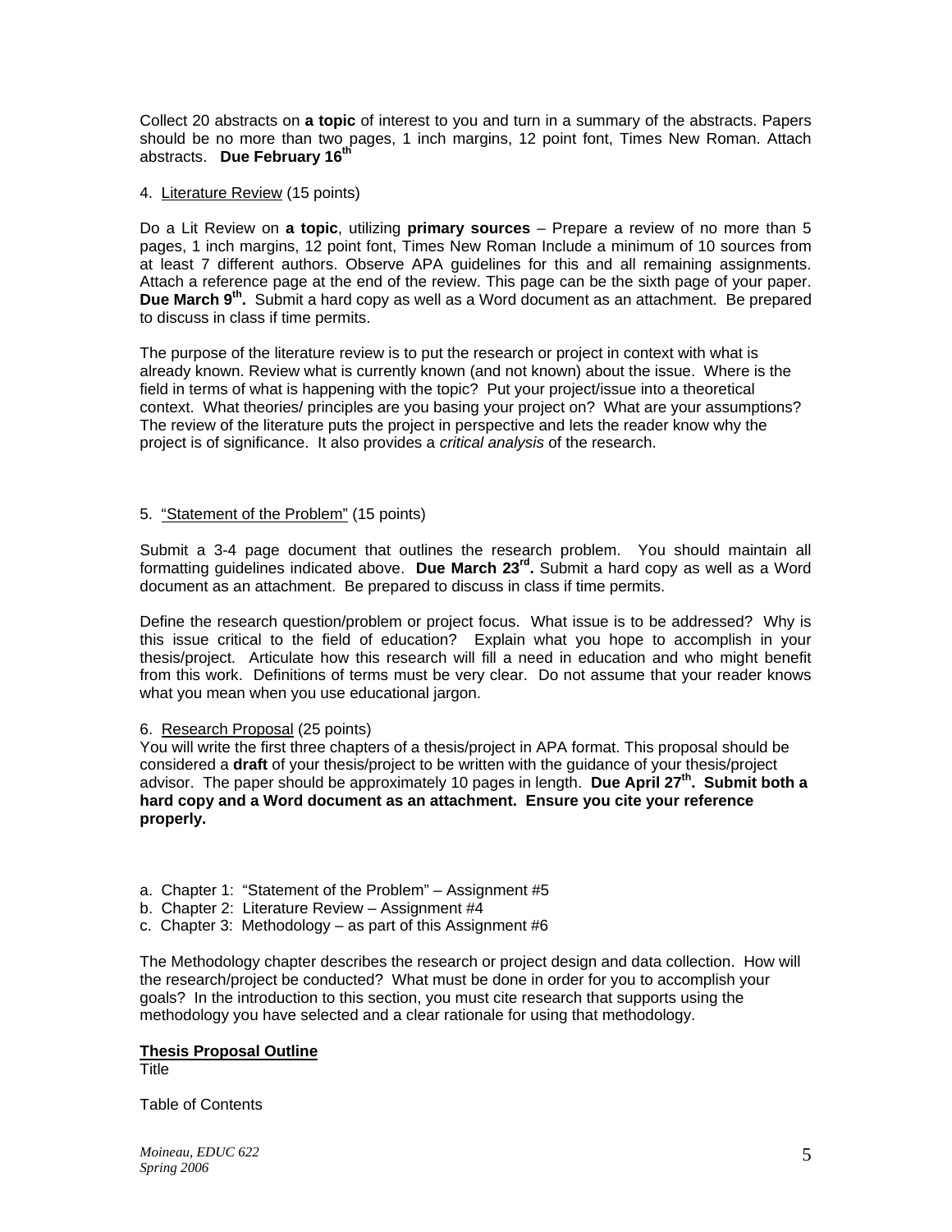Collect 20 abstracts on **a topic** of interest to you and turn in a summary of the abstracts. Papers should be no more than two pages, 1 inch margins, 12 point font, Times New Roman. Attach abstracts. **Due February 16th**

4. Literature Review (15 points)

Do a Lit Review on **a topic**, utilizing **primary sources** – Prepare a review of no more than 5 pages, 1 inch margins, 12 point font, Times New Roman Include a minimum of 10 sources from at least 7 different authors. Observe APA guidelines for this and all remaining assignments. Attach a reference page at the end of the review. This page can be the sixth page of your paper. **Due March 9th.** Submit a hard copy as well as a Word document as an attachment. Be prepared to discuss in class if time permits.

The purpose of the literature review is to put the research or project in context with what is already known. Review what is currently known (and not known) about the issue. Where is the field in terms of what is happening with the topic? Put your project/issue into a theoretical context. What theories/ principles are you basing your project on? What are your assumptions? The review of the literature puts the project in perspective and lets the reader know why the project is of significance. It also provides a *critical analysis* of the research.

5. "Statement of the Problem" (15 points)

Submit a 3-4 page document that outlines the research problem. You should maintain all formatting guidelines indicated above. **Due March 23rd.** Submit a hard copy as well as a Word document as an attachment. Be prepared to discuss in class if time permits.

Define the research question/problem or project focus. What issue is to be addressed? Why is this issue critical to the field of education? Explain what you hope to accomplish in your thesis/project. Articulate how this research will fill a need in education and who might benefit from this work. Definitions of terms must be very clear. Do not assume that your reader knows what you mean when you use educational jargon.

6. Research Proposal (25 points)
You will write the first three chapters of a thesis/project in APA format. This proposal should be considered a **draft** of your thesis/project to be written with the guidance of your thesis/project advisor. The paper should be approximately 10 pages in length. **Due April 27th. Submit both a hard copy and a Word document as an attachment. Ensure you cite your reference properly.**

a. Chapter 1: "Statement of the Problem" – Assignment #5
b. Chapter 2: Literature Review – Assignment #4
c. Chapter 3: Methodology – as part of this Assignment #6

The Methodology chapter describes the research or project design and data collection. How will the research/project be conducted? What must be done in order for you to accomplish your goals? In the introduction to this section, you must cite research that supports using the methodology you have selected and a clear rationale for using that methodology.

**Thesis Proposal Outline**
Title

Table of Contents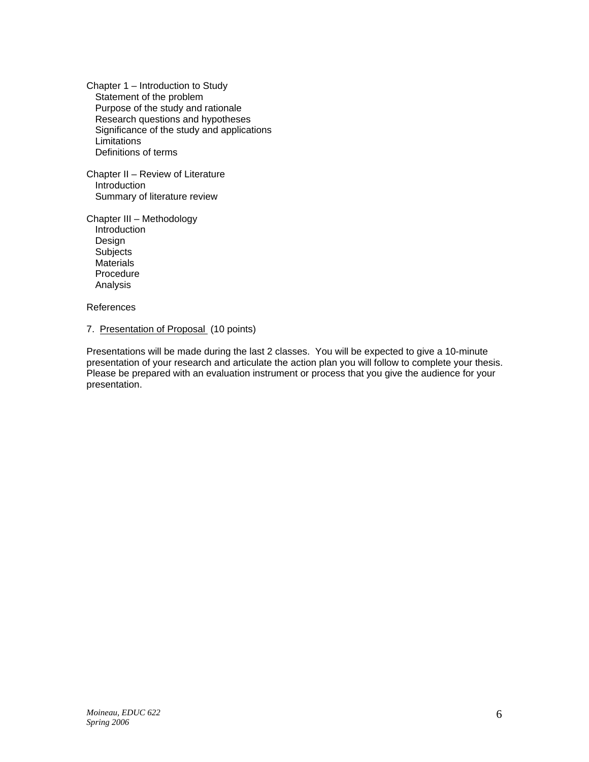Chapter 1 – Introduction to Study
- Statement of the problem
- Purpose of the study and rationale
- Research questions and hypotheses
- Significance of the study and applications
- Limitations
- Definitions of terms

Chapter II – Review of Literature
- Introduction
- Summary of literature review

Chapter III – Methodology
- Introduction
- Design
- Subjects
- Materials
- Procedure
- Analysis

References

7. Presentation of Proposal (10 points)

Presentations will be made during the last 2 classes. You will be expected to give a 10-minute presentation of your research and articulate the action plan you will follow to complete your thesis. Please be prepared with an evaluation instrument or process that you give the audience for your presentation.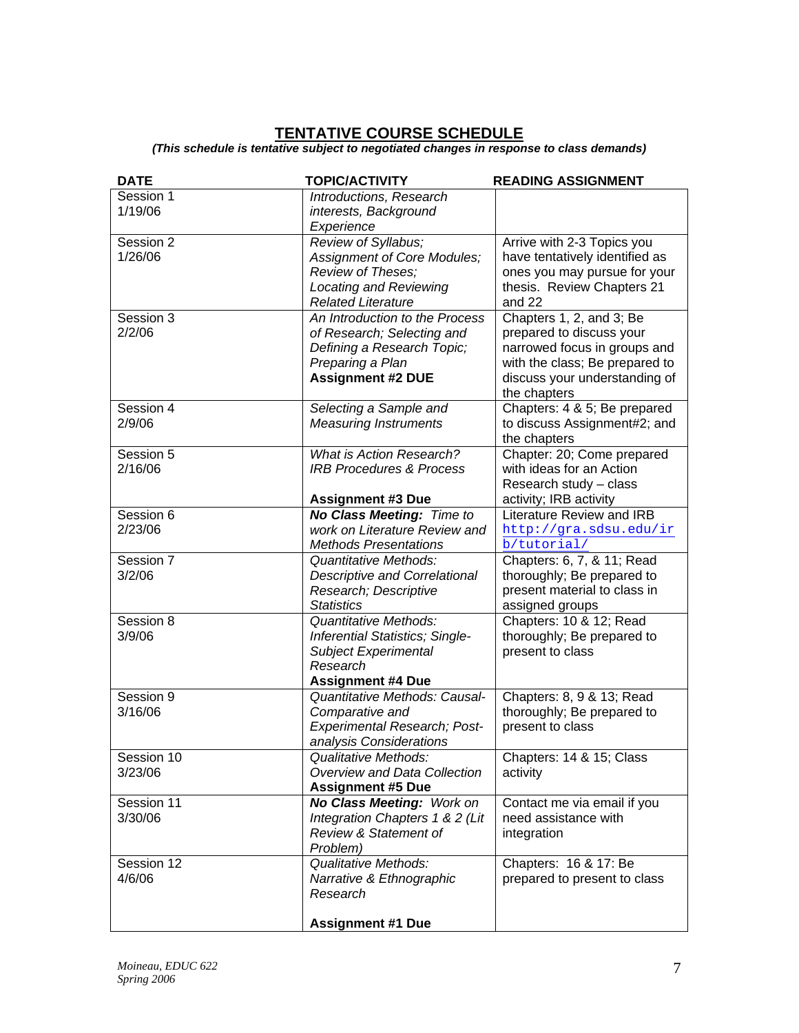## TENTATIVE COURSE SCHEDULE

***(This schedule is tentative subject to negotiated changes in response to class demands)***

| DATE | TOPIC/ACTIVITY | READING ASSIGNMENT |
|---|---|---|
| Session 1 1/19/06 | *Introductions, Research interests, Background Experience* | |
| Session 2 1/26/06 | *Review of Syllabus; Assignment of Core Modules; Review of Theses; Locating and Reviewing Related Literature* | Arrive with 2-3 Topics you have tentatively identified as ones you may pursue for your thesis. Review Chapters 21 and 22 |
| Session 3 2/2/06 | *An Introduction to the Process of Research; Selecting and Defining a Research Topic; Preparing a Plan* **Assignment #2 DUE** | Chapters 1, 2, and 3; Be prepared to discuss your narrowed focus in groups and with the class; Be prepared to discuss your understanding of the chapters |
| Session 4 2/9/06 | *Selecting a Sample and Measuring Instruments* | Chapters: 4 & 5; Be prepared to discuss Assignment#2; and the chapters |
| Session 5 2/16/06 | *What is Action Research? IRB Procedures & Process* **Assignment #3 Due** | Chapter: 20; Come prepared with ideas for an Action Research study – class activity; IRB activity |
| Session 6 2/23/06 | ***No Class Meeting:*** *Time to work on Literature Review and Methods Presentations* | Literature Review and IRB http://gra.sdsu.edu/irb/tutorial/ |
| Session 7 3/2/06 | *Quantitative Methods: Descriptive and Correlational Research; Descriptive Statistics* | Chapters: 6, 7, & 11; Read thoroughly; Be prepared to present material to class in assigned groups |
| Session 8 3/9/06 | *Quantitative Methods: Inferential Statistics; Single-Subject Experimental Research* **Assignment #4 Due** | Chapters: 10 & 12; Read thoroughly; Be prepared to present to class |
| Session 9 3/16/06 | *Quantitative Methods: Causal-Comparative and Experimental Research; Post-analysis Considerations* | Chapters: 8, 9 & 13; Read thoroughly; Be prepared to present to class |
| Session 10 3/23/06 | *Qualitative Methods: Overview and Data Collection* **Assignment #5 Due** | Chapters: 14 & 15; Class activity |
| Session 11 3/30/06 | ***No Class Meeting:*** *Work on Integration Chapters 1 & 2 (Lit Review & Statement of Problem)* | Contact me via email if you need assistance with integration |
| Session 12 4/6/06 | *Qualitative Methods: Narrative & Ethnographic Research* **Assignment #1 Due** | Chapters: 16 & 17: Be prepared to present to class |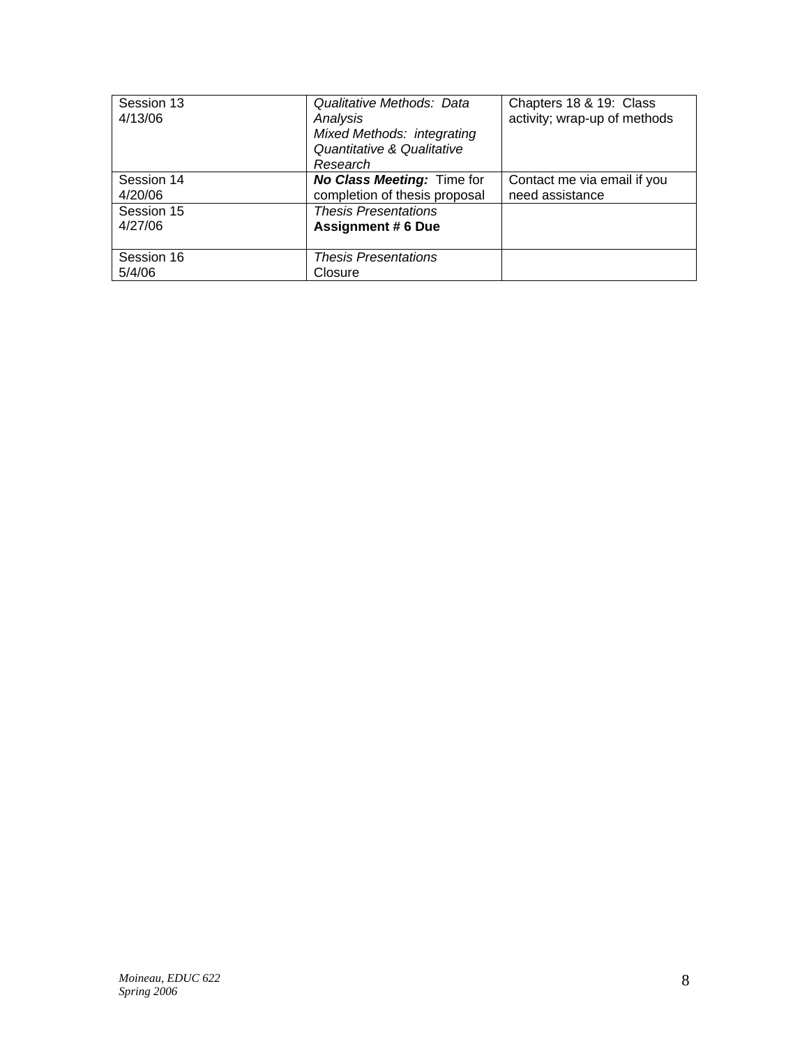| | | |
|---|---|---|
| Session 13<br>4/13/06 | *Qualitative Methods: Data Analysis*<br>*Mixed Methods: integrating Quantitative & Qualitative Research* | Chapters 18 & 19: Class activity; wrap-up of methods |
| Session 14<br>4/20/06 | ***No Class Meeting:*** Time for completion of thesis proposal | Contact me via email if you need assistance |
| Session 15<br>4/27/06 | *Thesis Presentations*<br>**Assignment # 6 Due** | |
| Session 16<br>5/4/06 | *Thesis Presentations*<br>Closure | |